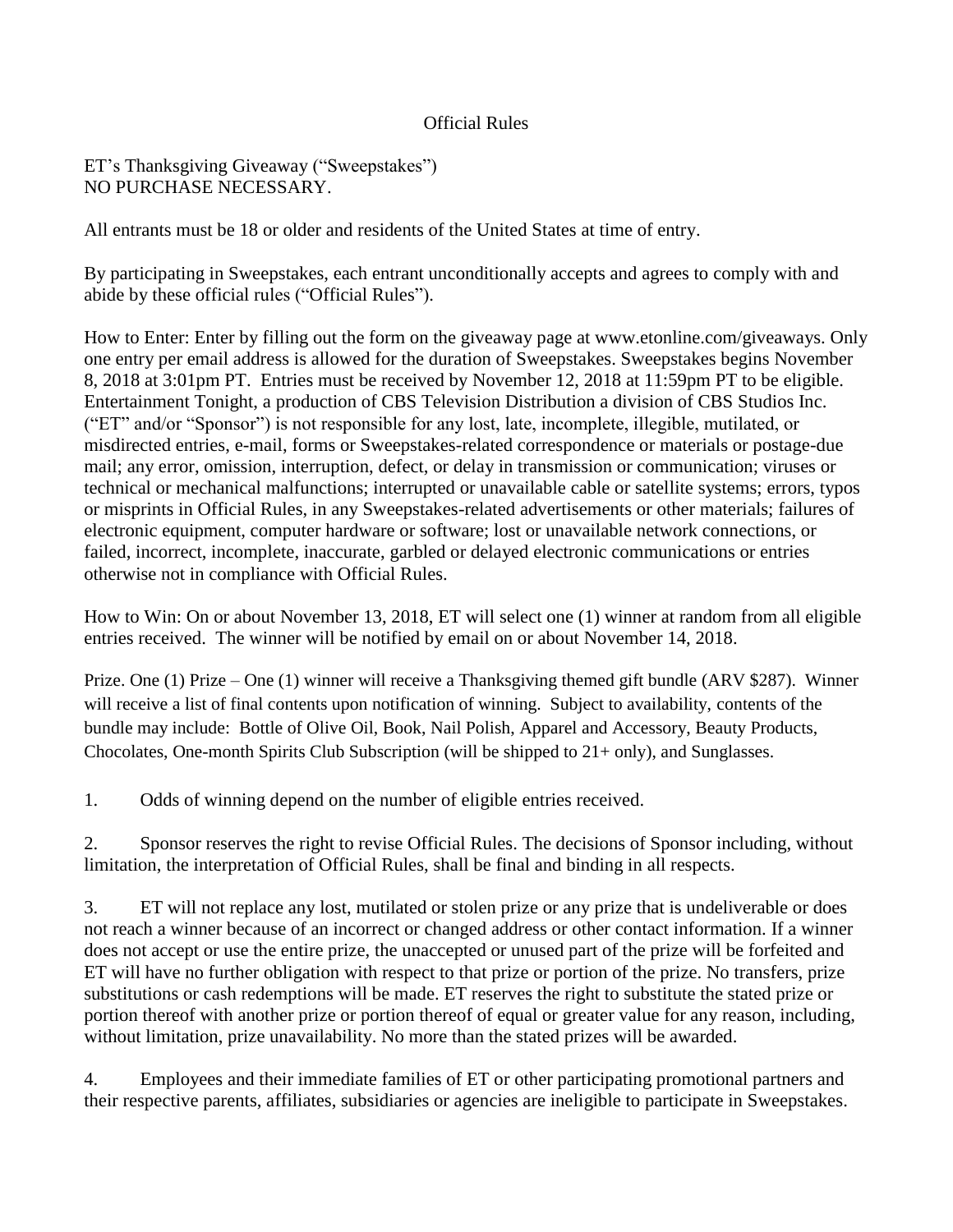# Official Rules

ET's Thanksgiving Giveaway ("Sweepstakes")
NO PURCHASE NECESSARY.

All entrants must be 18 or older and residents of the United States at time of entry.

By participating in Sweepstakes, each entrant unconditionally accepts and agrees to comply with and abide by these official rules ("Official Rules").

How to Enter: Enter by filling out the form on the giveaway page at www.etonline.com/giveaways. Only one entry per email address is allowed for the duration of Sweepstakes. Sweepstakes begins November 8, 2018 at 3:01pm PT. Entries must be received by November 12, 2018 at 11:59pm PT to be eligible. Entertainment Tonight, a production of CBS Television Distribution a division of CBS Studios Inc. ("ET" and/or "Sponsor") is not responsible for any lost, late, incomplete, illegible, mutilated, or misdirected entries, e-mail, forms or Sweepstakes-related correspondence or materials or postage-due mail; any error, omission, interruption, defect, or delay in transmission or communication; viruses or technical or mechanical malfunctions; interrupted or unavailable cable or satellite systems; errors, typos or misprints in Official Rules, in any Sweepstakes-related advertisements or other materials; failures of electronic equipment, computer hardware or software; lost or unavailable network connections, or failed, incorrect, incomplete, inaccurate, garbled or delayed electronic communications or entries otherwise not in compliance with Official Rules.

How to Win: On or about November 13, 2018, ET will select one (1) winner at random from all eligible entries received. The winner will be notified by email on or about November 14, 2018.

Prize. One (1) Prize – One (1) winner will receive a Thanksgiving themed gift bundle (ARV $287). Winner will receive a list of final contents upon notification of winning. Subject to availability, contents of the bundle may include: Bottle of Olive Oil, Book, Nail Polish, Apparel and Accessory, Beauty Products, Chocolates, One-month Spirits Club Subscription (will be shipped to 21+ only), and Sunglasses.

1. Odds of winning depend on the number of eligible entries received.

2. Sponsor reserves the right to revise Official Rules. The decisions of Sponsor including, without limitation, the interpretation of Official Rules, shall be final and binding in all respects.

3. ET will not replace any lost, mutilated or stolen prize or any prize that is undeliverable or does not reach a winner because of an incorrect or changed address or other contact information. If a winner does not accept or use the entire prize, the unaccepted or unused part of the prize will be forfeited and ET will have no further obligation with respect to that prize or portion of the prize. No transfers, prize substitutions or cash redemptions will be made. ET reserves the right to substitute the stated prize or portion thereof with another prize or portion thereof of equal or greater value for any reason, including, without limitation, prize unavailability. No more than the stated prizes will be awarded.

4. Employees and their immediate families of ET or other participating promotional partners and their respective parents, affiliates, subsidiaries or agencies are ineligible to participate in Sweepstakes.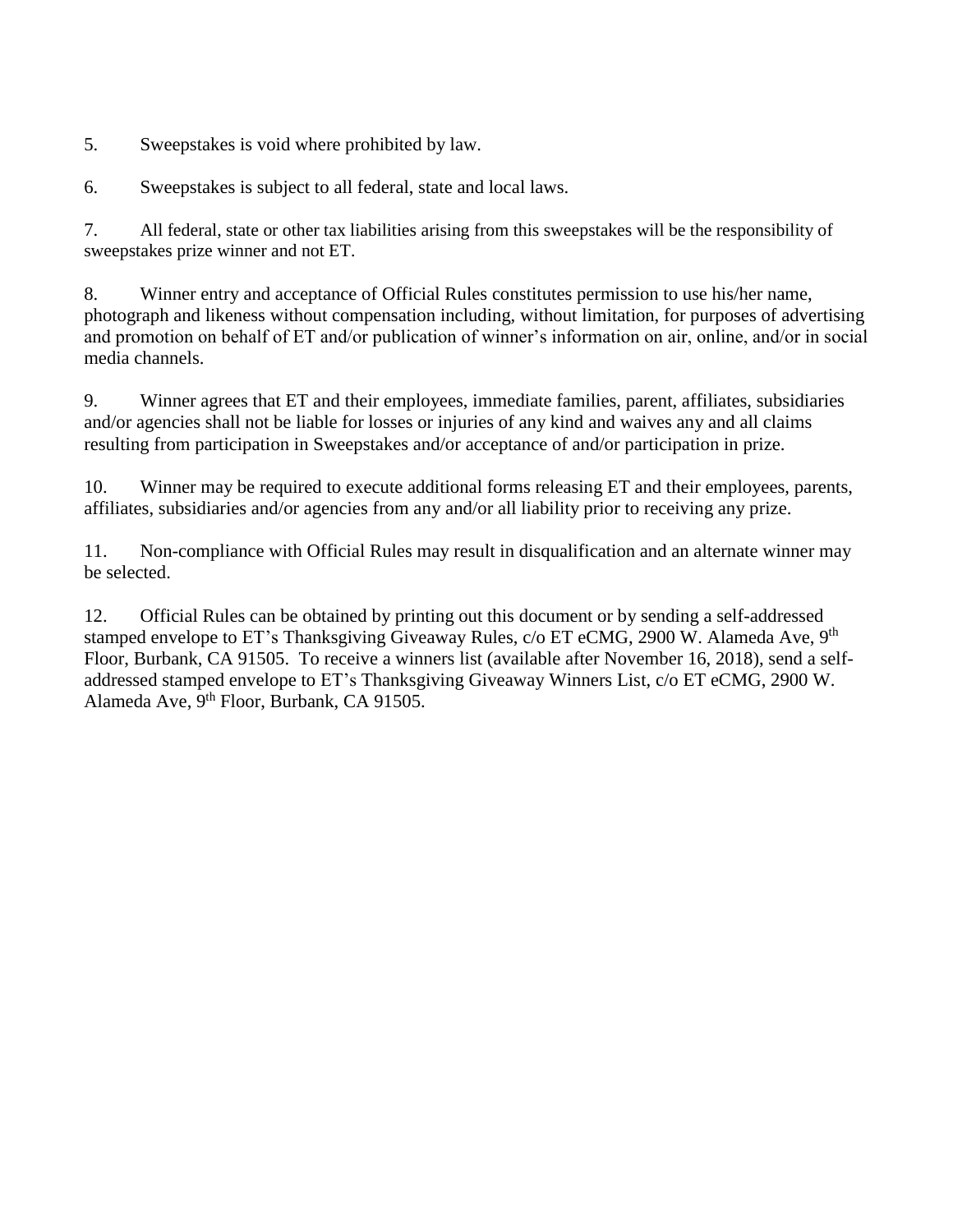5. Sweepstakes is void where prohibited by law.

6. Sweepstakes is subject to all federal, state and local laws.

7. All federal, state or other tax liabilities arising from this sweepstakes will be the responsibility of sweepstakes prize winner and not ET.

8. Winner entry and acceptance of Official Rules constitutes permission to use his/her name, photograph and likeness without compensation including, without limitation, for purposes of advertising and promotion on behalf of ET and/or publication of winner's information on air, online, and/or in social media channels.

9. Winner agrees that ET and their employees, immediate families, parent, affiliates, subsidiaries and/or agencies shall not be liable for losses or injuries of any kind and waives any and all claims resulting from participation in Sweepstakes and/or acceptance of and/or participation in prize.

10. Winner may be required to execute additional forms releasing ET and their employees, parents, affiliates, subsidiaries and/or agencies from any and/or all liability prior to receiving any prize.

11. Non-compliance with Official Rules may result in disqualification and an alternate winner may be selected.

12. Official Rules can be obtained by printing out this document or by sending a self-addressed stamped envelope to ET's Thanksgiving Giveaway Rules, c/o ET eCMG, 2900 W. Alameda Ave, 9th Floor, Burbank, CA 91505. To receive a winners list (available after November 16, 2018), send a self-addressed stamped envelope to ET's Thanksgiving Giveaway Winners List, c/o ET eCMG, 2900 W. Alameda Ave, 9th Floor, Burbank, CA 91505.